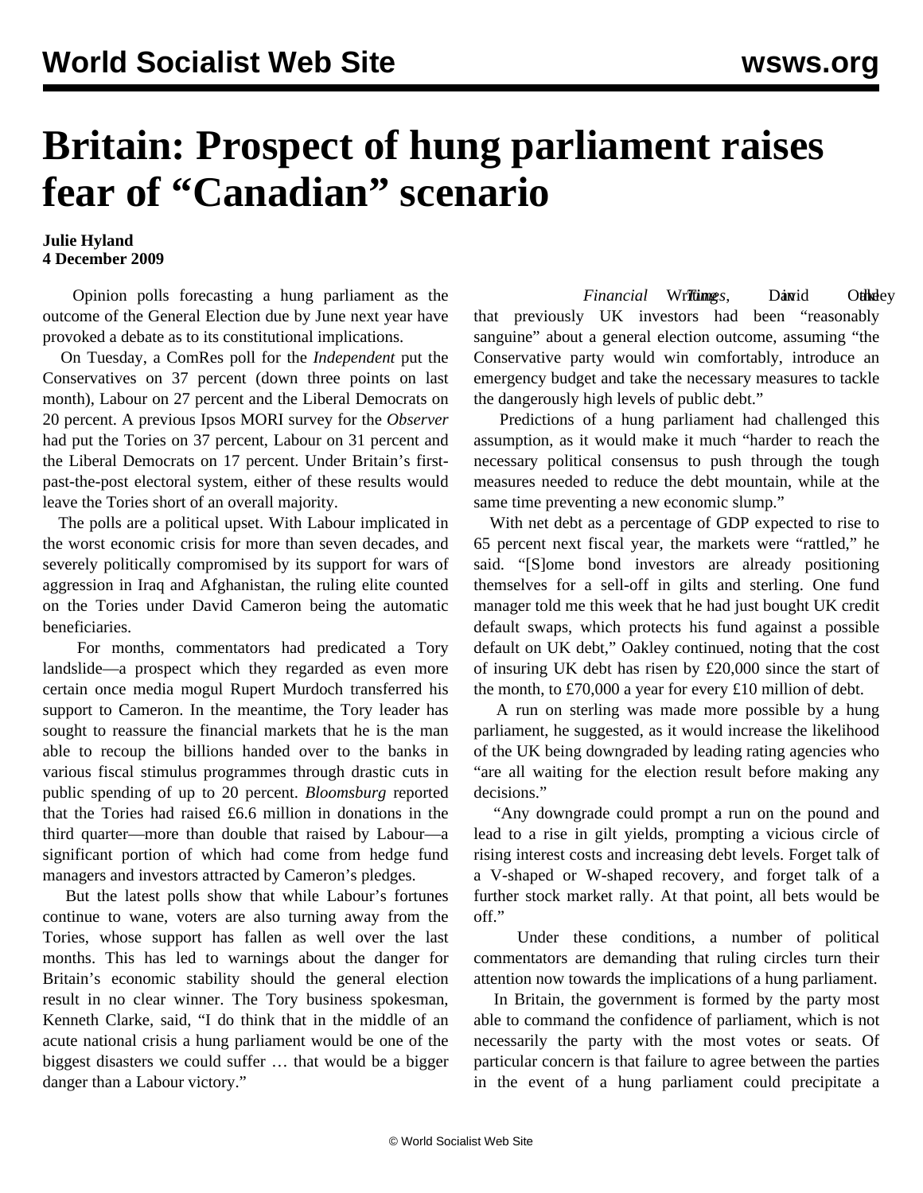# Britain: Prospect of hung parliament raises fear of "Canadian" scenario

**Julie Hyland**
**4 December 2009**

Opinion polls forecasting a hung parliament as the outcome of the General Election due by June next year have provoked a debate as to its constitutional implications.

On Tuesday, a ComRes poll for the *Independent* put the Conservatives on 37 percent (down three points on last month), Labour on 27 percent and the Liberal Democrats on 20 percent. A previous Ipsos MORI survey for the *Observer* had put the Tories on 37 percent, Labour on 31 percent and the Liberal Democrats on 17 percent. Under Britain's first-past-the-post electoral system, either of these results would leave the Tories short of an overall majority.

The polls are a political upset. With Labour implicated in the worst economic crisis for more than seven decades, and severely politically compromised by its support for wars of aggression in Iraq and Afghanistan, the ruling elite counted on the Tories under David Cameron being the automatic beneficiaries.

For months, commentators had predicated a Tory landslide—a prospect which they regarded as even more certain once media mogul Rupert Murdoch transferred his support to Cameron. In the meantime, the Tory leader has sought to reassure the financial markets that he is the man able to recoup the billions handed over to the banks in various fiscal stimulus programmes through drastic cuts in public spending of up to 20 percent. *Bloomsburg* reported that the Tories had raised £6.6 million in donations in the third quarter—more than double that raised by Labour—a significant portion of which had come from hedge fund managers and investors attracted by Cameron's pledges.

But the latest polls show that while Labour's fortunes continue to wane, voters are also turning away from the Tories, whose support has fallen as well over the last months. This has led to warnings about the danger for Britain's economic stability should the general election result in no clear winner. The Tory business spokesman, Kenneth Clarke, said, "I do think that in the middle of an acute national crisis a hung parliament would be one of the biggest disasters we could suffer … that would be a bigger danger than a Labour victory."

Writing in the *Financial Times*, David Oakley said that previously UK investors had been "reasonably sanguine" about a general election outcome, assuming "the Conservative party would win comfortably, introduce an emergency budget and take the necessary measures to tackle the dangerously high levels of public debt."

Predictions of a hung parliament had challenged this assumption, as it would make it much "harder to reach the necessary political consensus to push through the tough measures needed to reduce the debt mountain, while at the same time preventing a new economic slump."

With net debt as a percentage of GDP expected to rise to 65 percent next fiscal year, the markets were "rattled," he said. "[S]ome bond investors are already positioning themselves for a sell-off in gilts and sterling. One fund manager told me this week that he had just bought UK credit default swaps, which protects his fund against a possible default on UK debt," Oakley continued, noting that the cost of insuring UK debt has risen by £20,000 since the start of the month, to £70,000 a year for every £10 million of debt.

A run on sterling was made more possible by a hung parliament, he suggested, as it would increase the likelihood of the UK being downgraded by leading rating agencies who "are all waiting for the election result before making any decisions."

"Any downgrade could prompt a run on the pound and lead to a rise in gilt yields, prompting a vicious circle of rising interest costs and increasing debt levels. Forget talk of a V-shaped or W-shaped recovery, and forget talk of a further stock market rally. At that point, all bets would be off."

Under these conditions, a number of political commentators are demanding that ruling circles turn their attention now towards the implications of a hung parliament.

In Britain, the government is formed by the party most able to command the confidence of parliament, which is not necessarily the party with the most votes or seats. Of particular concern is that failure to agree between the parties in the event of a hung parliament could precipitate a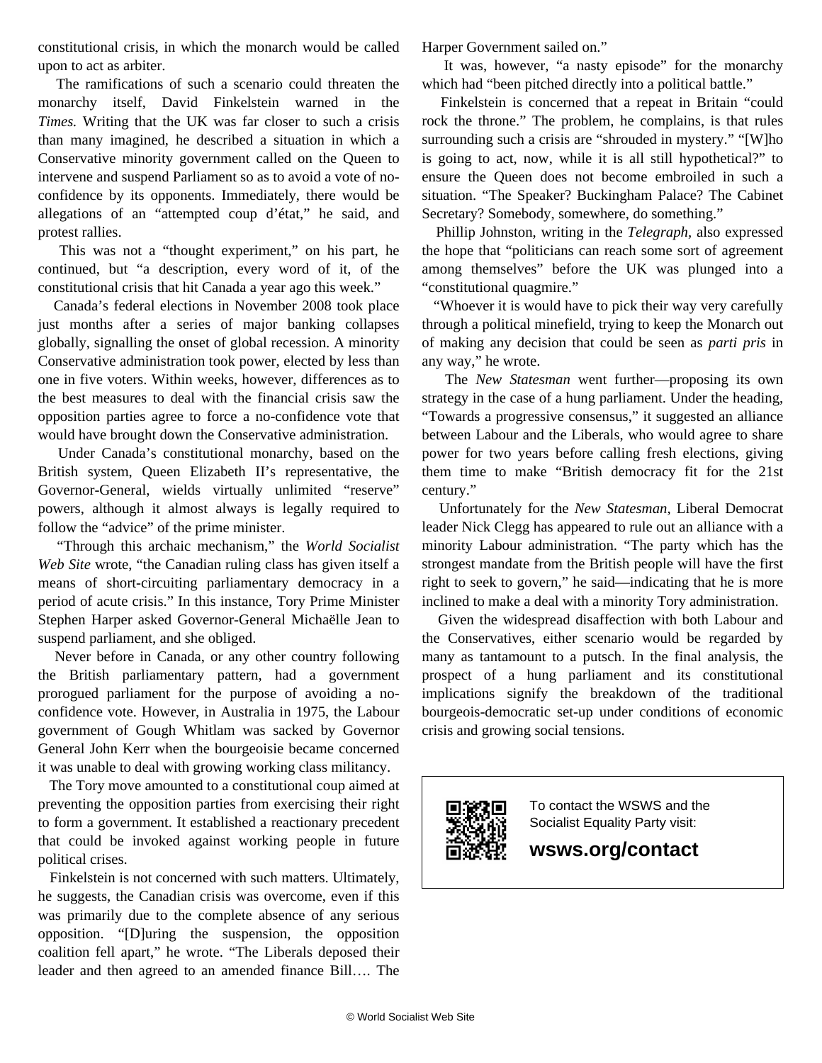constitutional crisis, in which the monarch would be called upon to act as arbiter.

The ramifications of such a scenario could threaten the monarchy itself, David Finkelstein warned in the *Times.* Writing that the UK was far closer to such a crisis than many imagined, he described a situation in which a Conservative minority government called on the Queen to intervene and suspend Parliament so as to avoid a vote of no-confidence by its opponents. Immediately, there would be allegations of an "attempted coup d'état," he said, and protest rallies.

This was not a "thought experiment," on his part, he continued, but "a description, every word of it, of the constitutional crisis that hit Canada a year ago this week."

Canada's federal elections in November 2008 took place just months after a series of major banking collapses globally, signalling the onset of global recession. A minority Conservative administration took power, elected by less than one in five voters. Within weeks, however, differences as to the best measures to deal with the financial crisis saw the opposition parties agree to force a no-confidence vote that would have brought down the Conservative administration.

Under Canada's constitutional monarchy, based on the British system, Queen Elizabeth II's representative, the Governor-General, wields virtually unlimited "reserve" powers, although it almost always is legally required to follow the "advice" of the prime minister.

"Through this archaic mechanism," the *World Socialist Web Site* wrote, "the Canadian ruling class has given itself a means of short-circuiting parliamentary democracy in a period of acute crisis." In this instance, Tory Prime Minister Stephen Harper asked Governor-General Michaëlle Jean to suspend parliament, and she obliged.

Never before in Canada, or any other country following the British parliamentary pattern, had a government prorogued parliament for the purpose of avoiding a no-confidence vote. However, in Australia in 1975, the Labour government of Gough Whitlam was sacked by Governor General John Kerr when the bourgeoisie became concerned it was unable to deal with growing working class militancy.

The Tory move amounted to a constitutional coup aimed at preventing the opposition parties from exercising their right to form a government. It established a reactionary precedent that could be invoked against working people in future political crises.

Finkelstein is not concerned with such matters. Ultimately, he suggests, the Canadian crisis was overcome, even if this was primarily due to the complete absence of any serious opposition. "[D]uring the suspension, the opposition coalition fell apart," he wrote. "The Liberals deposed their leader and then agreed to an amended finance Bill…. The Harper Government sailed on."

It was, however, "a nasty episode" for the monarchy which had "been pitched directly into a political battle."

Finkelstein is concerned that a repeat in Britain "could rock the throne." The problem, he complains, is that rules surrounding such a crisis are "shrouded in mystery." "[W]ho is going to act, now, while it is all still hypothetical?" to ensure the Queen does not become embroiled in such a situation. "The Speaker? Buckingham Palace? The Cabinet Secretary? Somebody, somewhere, do something."

Phillip Johnston, writing in the *Telegraph*, also expressed the hope that "politicians can reach some sort of agreement among themselves" before the UK was plunged into a "constitutional quagmire."

"Whoever it is would have to pick their way very carefully through a political minefield, trying to keep the Monarch out of making any decision that could be seen as *parti pris* in any way," he wrote.

The *New Statesman* went further—proposing its own strategy in the case of a hung parliament. Under the heading, "Towards a progressive consensus," it suggested an alliance between Labour and the Liberals, who would agree to share power for two years before calling fresh elections, giving them time to make "British democracy fit for the 21st century."

Unfortunately for the *New Statesman*, Liberal Democrat leader Nick Clegg has appeared to rule out an alliance with a minority Labour administration. "The party which has the strongest mandate from the British people will have the first right to seek to govern," he said—indicating that he is more inclined to make a deal with a minority Tory administration.

Given the widespread disaffection with both Labour and the Conservatives, either scenario would be regarded by many as tantamount to a putsch. In the final analysis, the prospect of a hung parliament and its constitutional implications signify the breakdown of the traditional bourgeois-democratic set-up under conditions of economic crisis and growing social tensions.

To contact the WSWS and the Socialist Equality Party visit:

**wsws.org/contact**